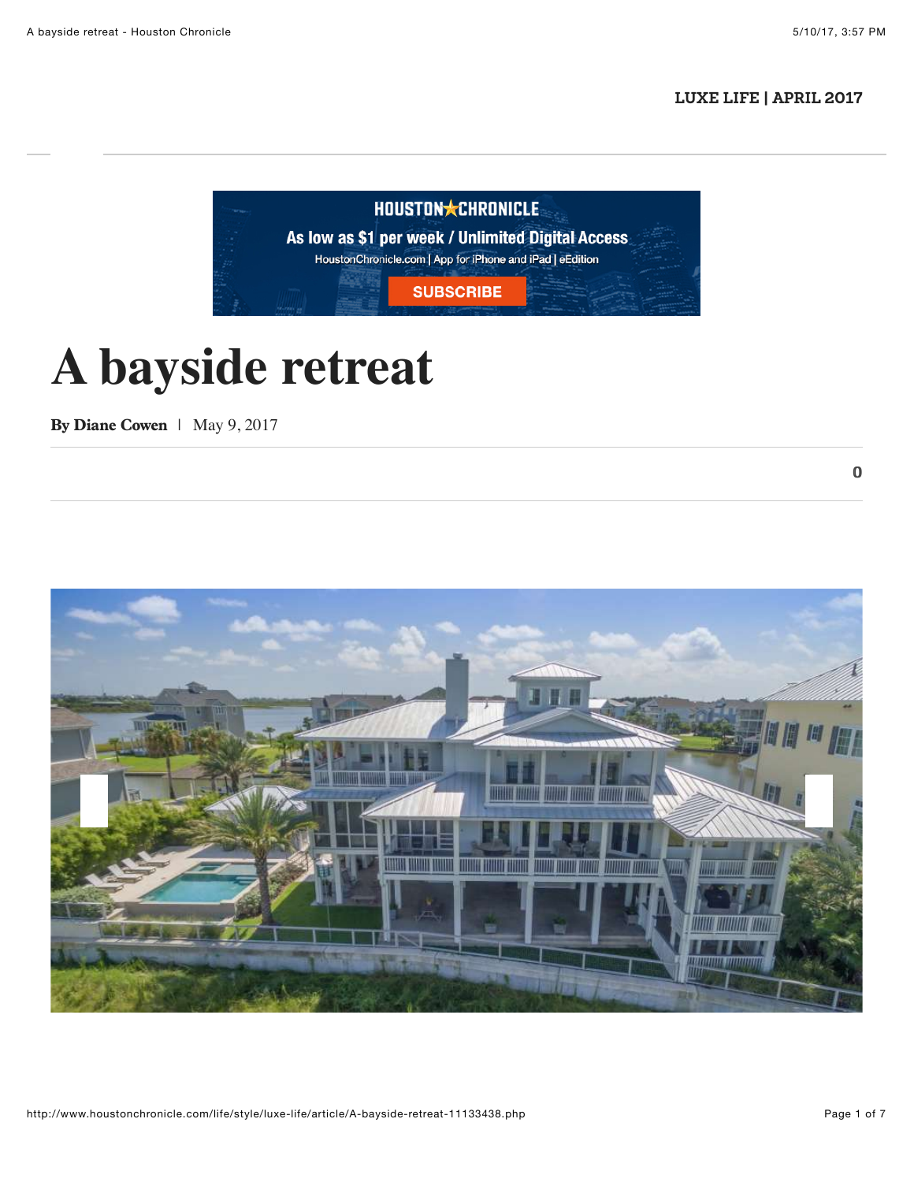LUXE LIFE | APRIL 2017

# A bayside retreat

**By Diane Cowen** | May 9, 2017

0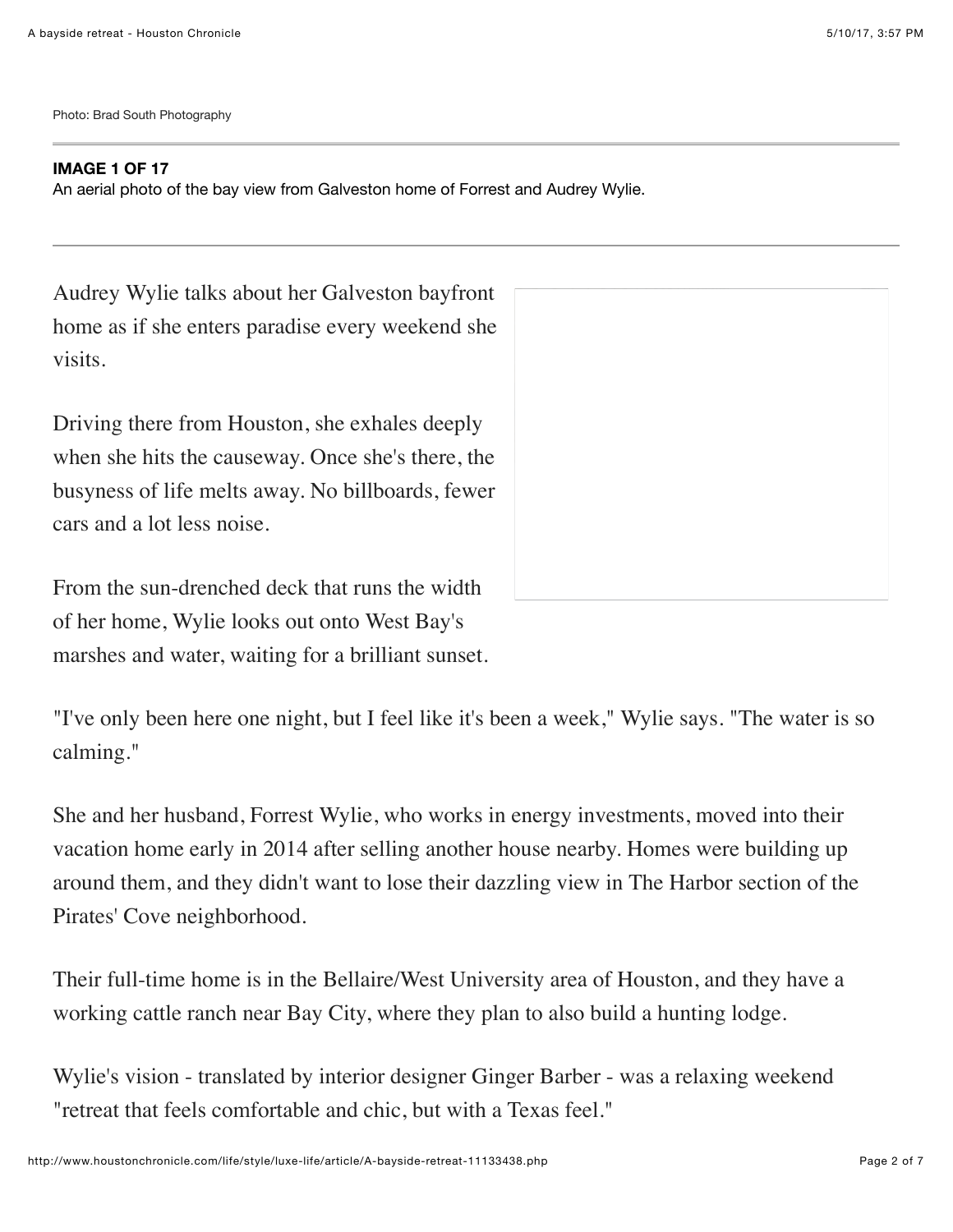Photo: Brad South Photography

**IMAGE 1 OF 17**
An aerial photo of the bay view from Galveston home of Forrest and Audrey Wylie.

Audrey Wylie talks about her Galveston bayfront home as if she enters paradise every weekend she visits.

Driving there from Houston, she exhales deeply when she hits the causeway. Once she's there, the busyness of life melts away. No billboards, fewer cars and a lot less noise.

From the sun-drenched deck that runs the width of her home, Wylie looks out onto West Bay's marshes and water, waiting for a brilliant sunset.

"I've only been here one night, but I feel like it's been a week," Wylie says. "The water is so calming."

She and her husband, Forrest Wylie, who works in energy investments, moved into their vacation home early in 2014 after selling another house nearby. Homes were building up around them, and they didn't want to lose their dazzling view in The Harbor section of the Pirates' Cove neighborhood.

Their full-time home is in the Bellaire/West University area of Houston, and they have a working cattle ranch near Bay City, where they plan to also build a hunting lodge.

Wylie's vision - translated by interior designer Ginger Barber - was a relaxing weekend "retreat that feels comfortable and chic, but with a Texas feel."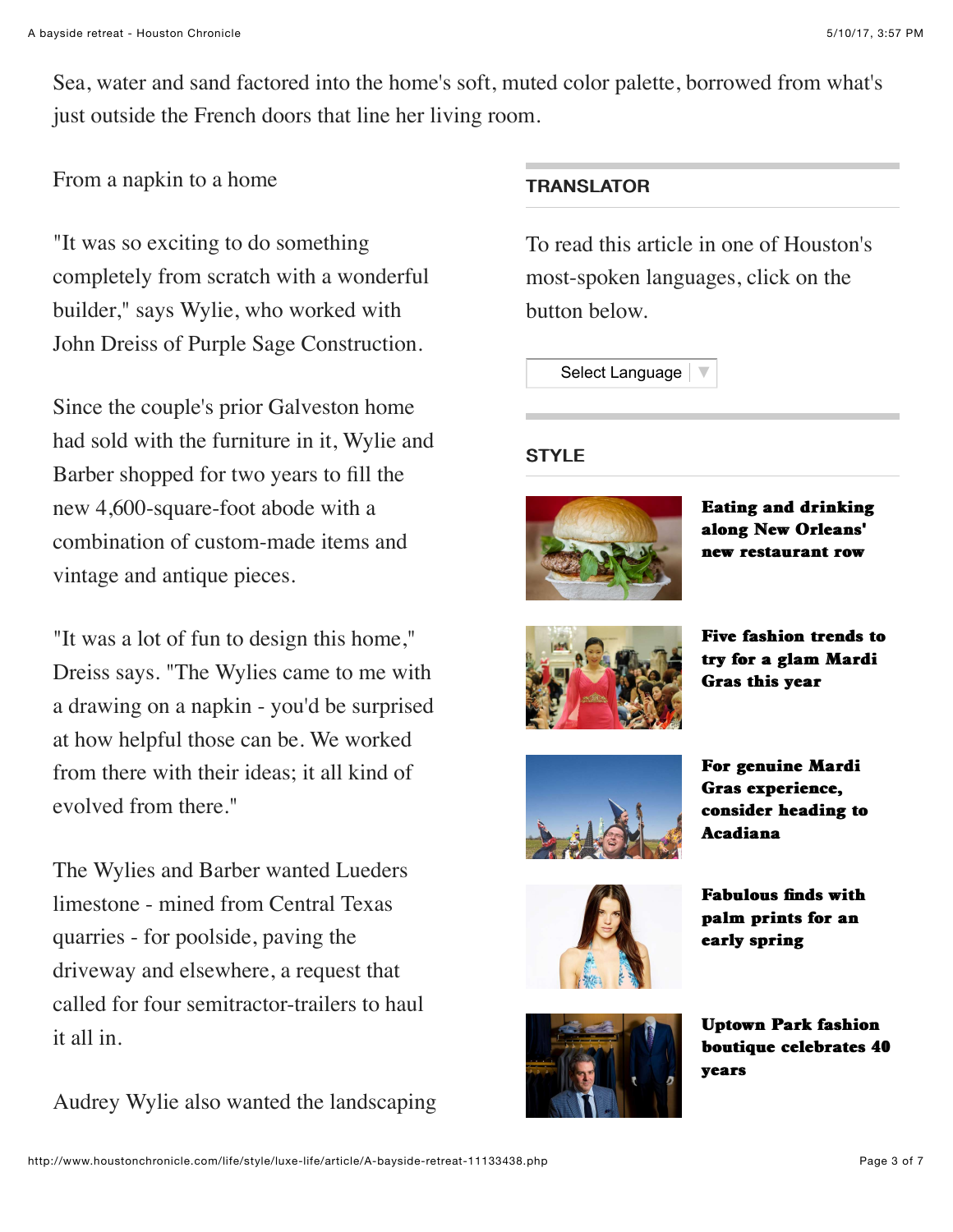Sea, water and sand factored into the home's soft, muted color palette, borrowed from what's just outside the French doors that line her living room.

From a napkin to a home

"It was so exciting to do something completely from scratch with a wonderful builder," says Wylie, who worked with John Dreiss of Purple Sage Construction.

Since the couple's prior Galveston home had sold with the furniture in it, Wylie and Barber shopped for two years to fill the new 4,600-square-foot abode with a combination of custom-made items and vintage and antique pieces.

"It was a lot of fun to design this home," Dreiss says. "The Wylies came to me with a drawing on a napkin - you'd be surprised at how helpful those can be. We worked from there with their ideas; it all kind of evolved from there."

The Wylies and Barber wanted Lueders limestone - mined from Central Texas quarries - for poolside, paving the driveway and elsewhere, a request that called for four semitractor-trailers to haul it all in.

Audrey Wylie also wanted the landscaping

**TRANSLATOR**

To read this article in one of Houston's most-spoken languages, click on the button below.

Select Language

**STYLE**

**Eating and drinking along New Orleans' new restaurant row**

**Five fashion trends to try for a glam Mardi Gras this year**

**For genuine Mardi Gras experience, consider heading to Acadiana**

**Fabulous finds with palm prints for an early spring**

**Uptown Park fashion boutique celebrates 40 years**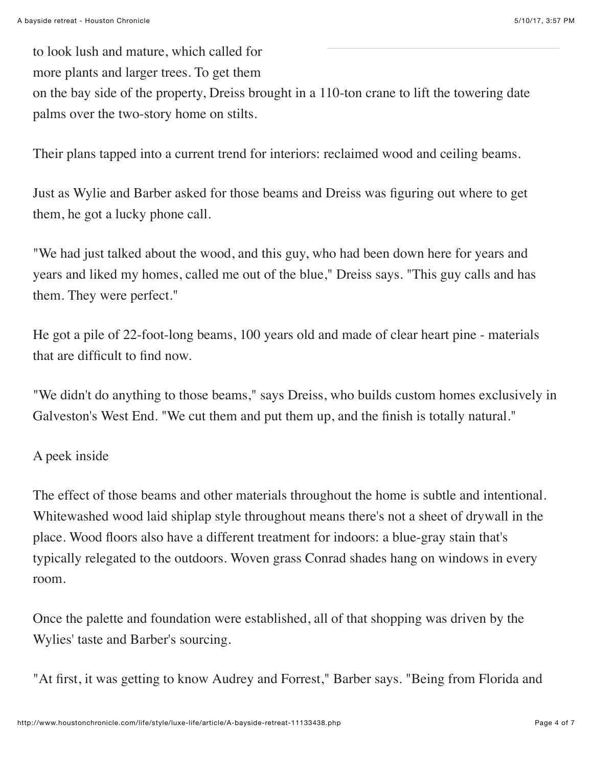to look lush and mature, which called for more plants and larger trees. To get them on the bay side of the property, Dreiss brought in a 110-ton crane to lift the towering date palms over the two-story home on stilts.

Their plans tapped into a current trend for interiors: reclaimed wood and ceiling beams.

Just as Wylie and Barber asked for those beams and Dreiss was figuring out where to get them, he got a lucky phone call.

"We had just talked about the wood, and this guy, who had been down here for years and years and liked my homes, called me out of the blue," Dreiss says. "This guy calls and has them. They were perfect."

He got a pile of 22-foot-long beams, 100 years old and made of clear heart pine - materials that are difficult to find now.

"We didn't do anything to those beams," says Dreiss, who builds custom homes exclusively in Galveston's West End. "We cut them and put them up, and the finish is totally natural."

## A peek inside

The effect of those beams and other materials throughout the home is subtle and intentional. Whitewashed wood laid shiplap style throughout means there's not a sheet of drywall in the place. Wood floors also have a different treatment for indoors: a blue-gray stain that's typically relegated to the outdoors. Woven grass Conrad shades hang on windows in every room.

Once the palette and foundation were established, all of that shopping was driven by the Wylies' taste and Barber's sourcing.

"At first, it was getting to know Audrey and Forrest," Barber says. "Being from Florida and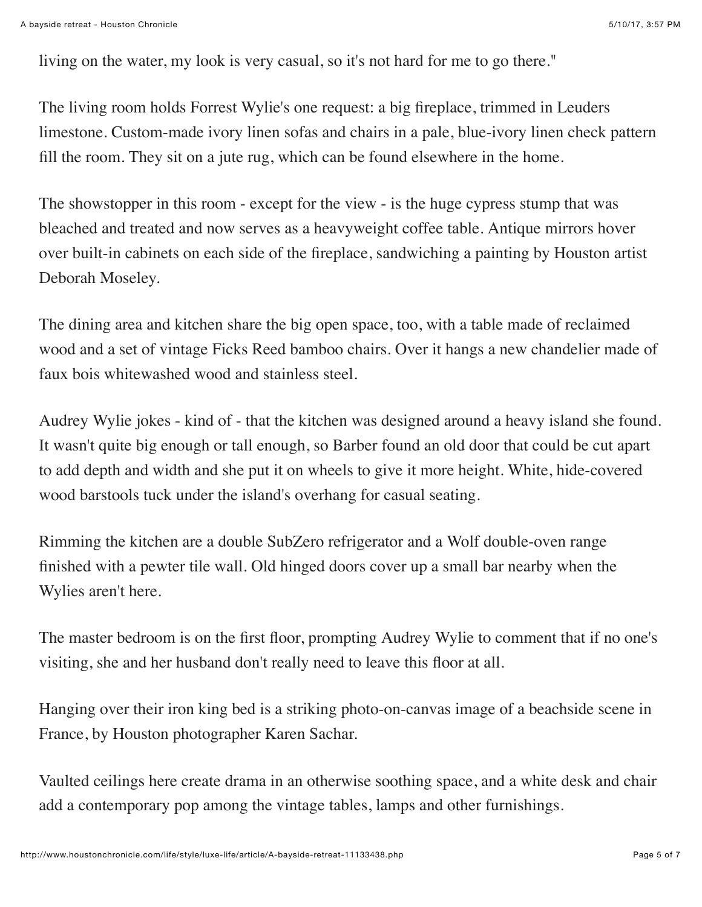living on the water, my look is very casual, so it's not hard for me to go there."

The living room holds Forrest Wylie's one request: a big fireplace, trimmed in Leuders limestone. Custom-made ivory linen sofas and chairs in a pale, blue-ivory linen check pattern fill the room. They sit on a jute rug, which can be found elsewhere in the home.

The showstopper in this room - except for the view - is the huge cypress stump that was bleached and treated and now serves as a heavyweight coffee table. Antique mirrors hover over built-in cabinets on each side of the fireplace, sandwiching a painting by Houston artist Deborah Moseley.

The dining area and kitchen share the big open space, too, with a table made of reclaimed wood and a set of vintage Ficks Reed bamboo chairs. Over it hangs a new chandelier made of faux bois whitewashed wood and stainless steel.

Audrey Wylie jokes - kind of - that the kitchen was designed around a heavy island she found. It wasn't quite big enough or tall enough, so Barber found an old door that could be cut apart to add depth and width and she put it on wheels to give it more height. White, hide-covered wood barstools tuck under the island's overhang for casual seating.

Rimming the kitchen are a double SubZero refrigerator and a Wolf double-oven range finished with a pewter tile wall. Old hinged doors cover up a small bar nearby when the Wylies aren't here.

The master bedroom is on the first floor, prompting Audrey Wylie to comment that if no one's visiting, she and her husband don't really need to leave this floor at all.

Hanging over their iron king bed is a striking photo-on-canvas image of a beachside scene in France, by Houston photographer Karen Sachar.

Vaulted ceilings here create drama in an otherwise soothing space, and a white desk and chair add a contemporary pop among the vintage tables, lamps and other furnishings.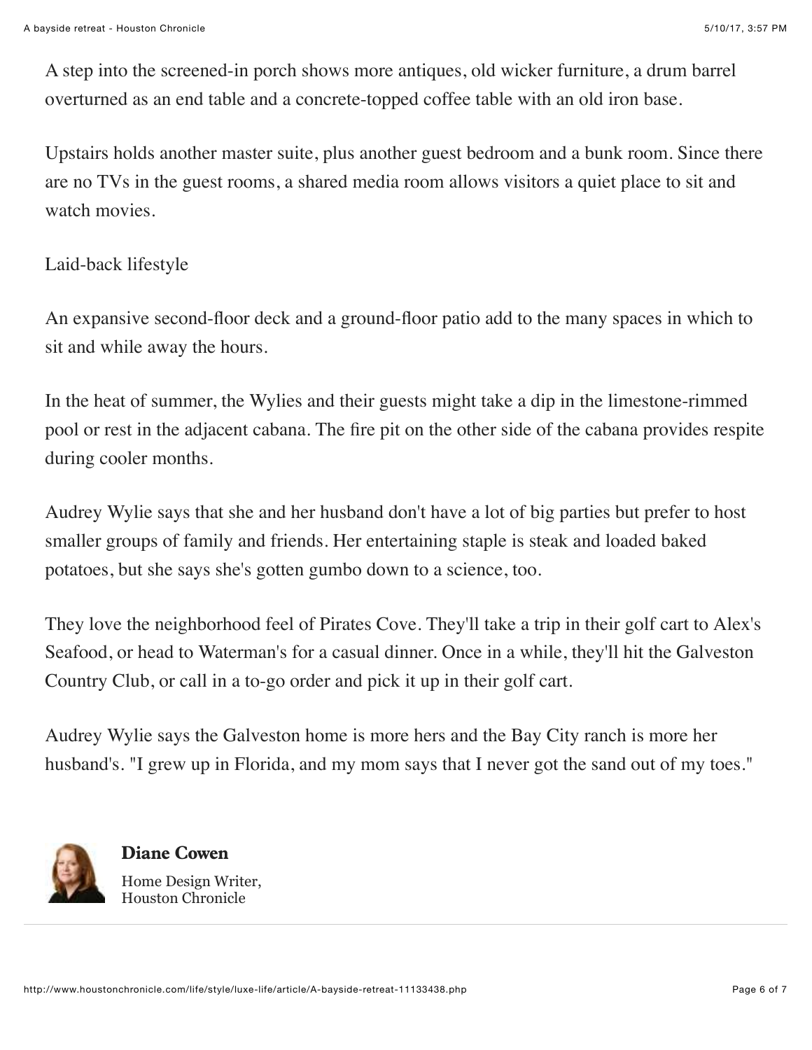A step into the screened-in porch shows more antiques, old wicker furniture, a drum barrel overturned as an end table and a concrete-topped coffee table with an old iron base.

Upstairs holds another master suite, plus another guest bedroom and a bunk room. Since there are no TVs in the guest rooms, a shared media room allows visitors a quiet place to sit and watch movies.

## Laid-back lifestyle

An expansive second-floor deck and a ground-floor patio add to the many spaces in which to sit and while away the hours.

In the heat of summer, the Wylies and their guests might take a dip in the limestone-rimmed pool or rest in the adjacent cabana. The fire pit on the other side of the cabana provides respite during cooler months.

Audrey Wylie says that she and her husband don't have a lot of big parties but prefer to host smaller groups of family and friends. Her entertaining staple is steak and loaded baked potatoes, but she says she's gotten gumbo down to a science, too.

They love the neighborhood feel of Pirates Cove. They'll take a trip in their golf cart to Alex's Seafood, or head to Waterman's for a casual dinner. Once in a while, they'll hit the Galveston Country Club, or call in a to-go order and pick it up in their golf cart.

Audrey Wylie says the Galveston home is more hers and the Bay City ranch is more her husband's. "I grew up in Florida, and my mom says that I never got the sand out of my toes."

**Diane Cowen**
Home Design Writer,
Houston Chronicle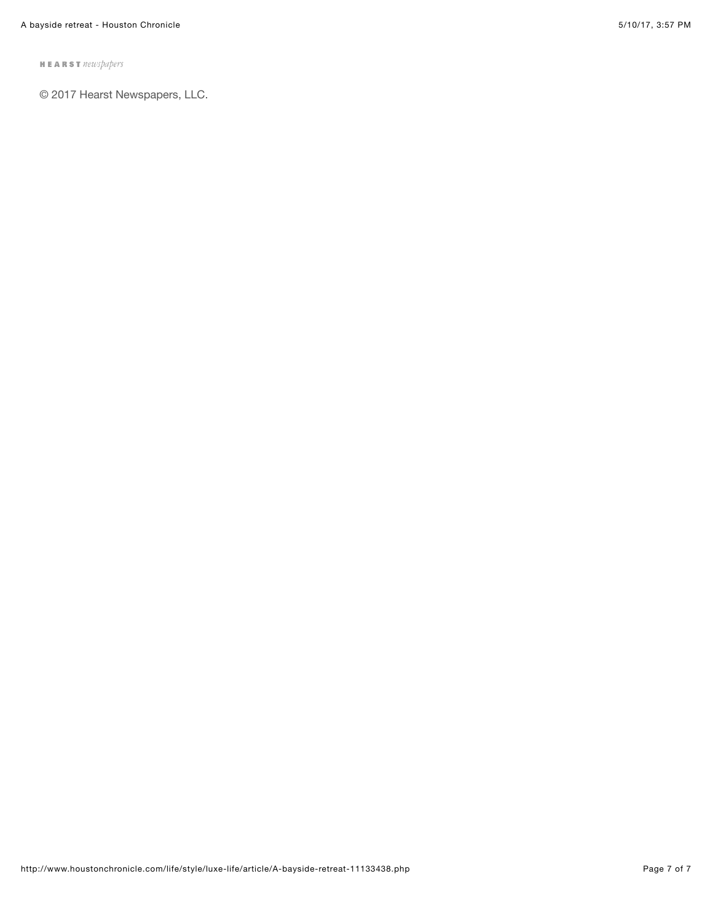HEARST *newspapers*

© 2017 Hearst Newspapers, LLC.